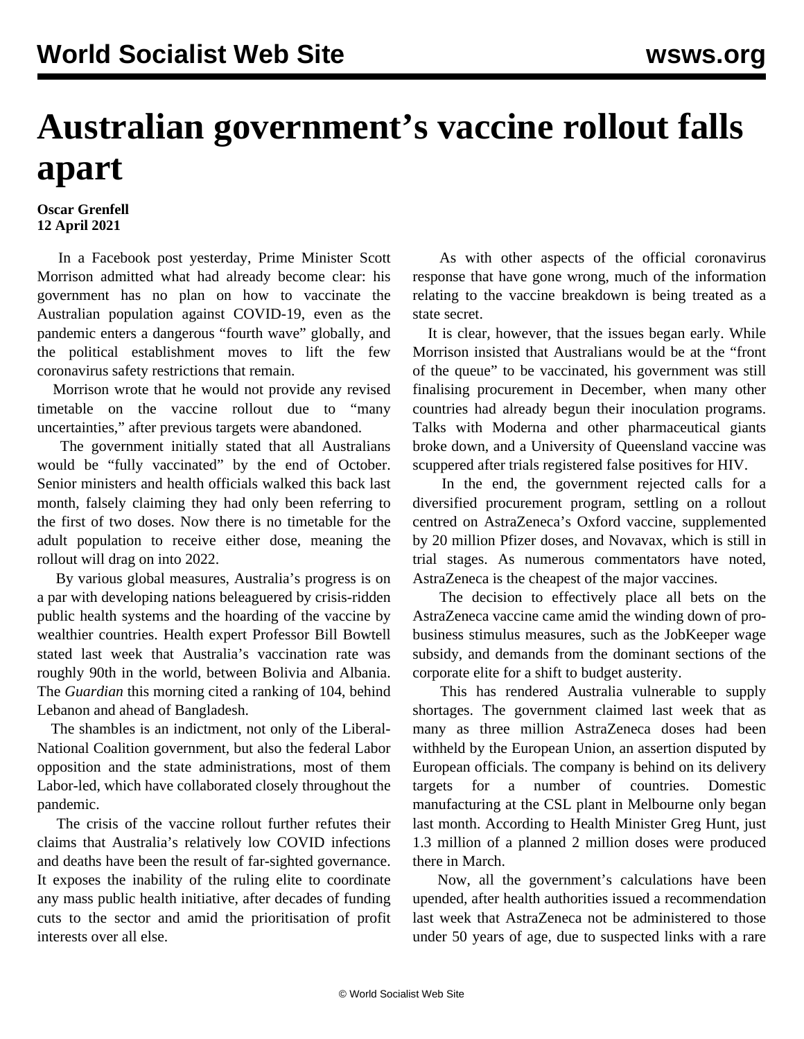# Australian government's vaccine rollout falls apart

**Oscar Grenfell**
**12 April 2021**

In a Facebook post yesterday, Prime Minister Scott Morrison admitted what had already become clear: his government has no plan on how to vaccinate the Australian population against COVID-19, even as the pandemic enters a dangerous "fourth wave" globally, and the political establishment moves to lift the few coronavirus safety restrictions that remain.

Morrison wrote that he would not provide any revised timetable on the vaccine rollout due to "many uncertainties," after previous targets were abandoned.

The government initially stated that all Australians would be "fully vaccinated" by the end of October. Senior ministers and health officials walked this back last month, falsely claiming they had only been referring to the first of two doses. Now there is no timetable for the adult population to receive either dose, meaning the rollout will drag on into 2022.

By various global measures, Australia's progress is on a par with developing nations beleaguered by crisis-ridden public health systems and the hoarding of the vaccine by wealthier countries. Health expert Professor Bill Bowtell stated last week that Australia's vaccination rate was roughly 90th in the world, between Bolivia and Albania. The *Guardian* this morning cited a ranking of 104, behind Lebanon and ahead of Bangladesh.

The shambles is an indictment, not only of the Liberal-National Coalition government, but also the federal Labor opposition and the state administrations, most of them Labor-led, which have collaborated closely throughout the pandemic.

The crisis of the vaccine rollout further refutes their claims that Australia's relatively low COVID infections and deaths have been the result of far-sighted governance. It exposes the inability of the ruling elite to coordinate any mass public health initiative, after decades of funding cuts to the sector and amid the prioritisation of profit interests over all else.

As with other aspects of the official coronavirus response that have gone wrong, much of the information relating to the vaccine breakdown is being treated as a state secret.

It is clear, however, that the issues began early. While Morrison insisted that Australians would be at the "front of the queue" to be vaccinated, his government was still finalising procurement in December, when many other countries had already begun their inoculation programs. Talks with Moderna and other pharmaceutical giants broke down, and a University of Queensland vaccine was scuppered after trials registered false positives for HIV.

In the end, the government rejected calls for a diversified procurement program, settling on a rollout centred on AstraZeneca's Oxford vaccine, supplemented by 20 million Pfizer doses, and Novavax, which is still in trial stages. As numerous commentators have noted, AstraZeneca is the cheapest of the major vaccines.

The decision to effectively place all bets on the AstraZeneca vaccine came amid the winding down of pro-business stimulus measures, such as the JobKeeper wage subsidy, and demands from the dominant sections of the corporate elite for a shift to budget austerity.

This has rendered Australia vulnerable to supply shortages. The government claimed last week that as many as three million AstraZeneca doses had been withheld by the European Union, an assertion disputed by European officials. The company is behind on its delivery targets for a number of countries. Domestic manufacturing at the CSL plant in Melbourne only began last month. According to Health Minister Greg Hunt, just 1.3 million of a planned 2 million doses were produced there in March.

Now, all the government's calculations have been upended, after health authorities issued a recommendation last week that AstraZeneca not be administered to those under 50 years of age, due to suspected links with a rare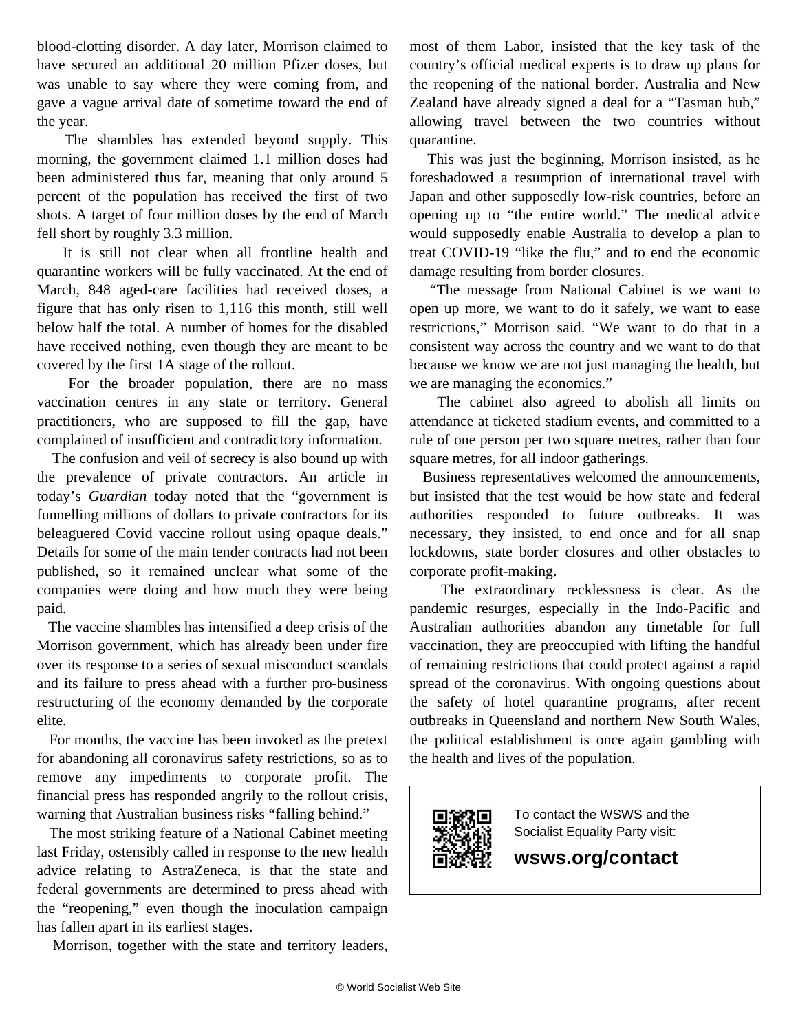blood-clotting disorder. A day later, Morrison claimed to have secured an additional 20 million Pfizer doses, but was unable to say where they were coming from, and gave a vague arrival date of sometime toward the end of the year.

The shambles has extended beyond supply. This morning, the government claimed 1.1 million doses had been administered thus far, meaning that only around 5 percent of the population has received the first of two shots. A target of four million doses by the end of March fell short by roughly 3.3 million.

It is still not clear when all frontline health and quarantine workers will be fully vaccinated. At the end of March, 848 aged-care facilities had received doses, a figure that has only risen to 1,116 this month, still well below half the total. A number of homes for the disabled have received nothing, even though they are meant to be covered by the first 1A stage of the rollout.

For the broader population, there are no mass vaccination centres in any state or territory. General practitioners, who are supposed to fill the gap, have complained of insufficient and contradictory information.

The confusion and veil of secrecy is also bound up with the prevalence of private contractors. An article in today's *Guardian* today noted that the "government is funnelling millions of dollars to private contractors for its beleaguered Covid vaccine rollout using opaque deals." Details for some of the main tender contracts had not been published, so it remained unclear what some of the companies were doing and how much they were being paid.

The vaccine shambles has intensified a deep crisis of the Morrison government, which has already been under fire over its response to a series of sexual misconduct scandals and its failure to press ahead with a further pro-business restructuring of the economy demanded by the corporate elite.

For months, the vaccine has been invoked as the pretext for abandoning all coronavirus safety restrictions, so as to remove any impediments to corporate profit. The financial press has responded angrily to the rollout crisis, warning that Australian business risks "falling behind."

The most striking feature of a National Cabinet meeting last Friday, ostensibly called in response to the new health advice relating to AstraZeneca, is that the state and federal governments are determined to press ahead with the "reopening," even though the inoculation campaign has fallen apart in its earliest stages.

Morrison, together with the state and territory leaders, most of them Labor, insisted that the key task of the country's official medical experts is to draw up plans for the reopening of the national border. Australia and New Zealand have already signed a deal for a "Tasman hub," allowing travel between the two countries without quarantine.

This was just the beginning, Morrison insisted, as he foreshadowed a resumption of international travel with Japan and other supposedly low-risk countries, before an opening up to "the entire world." The medical advice would supposedly enable Australia to develop a plan to treat COVID-19 "like the flu," and to end the economic damage resulting from border closures.

"The message from National Cabinet is we want to open up more, we want to do it safely, we want to ease restrictions," Morrison said. "We want to do that in a consistent way across the country and we want to do that because we know we are not just managing the health, but we are managing the economics."

The cabinet also agreed to abolish all limits on attendance at ticketed stadium events, and committed to a rule of one person per two square metres, rather than four square metres, for all indoor gatherings.

Business representatives welcomed the announcements, but insisted that the test would be how state and federal authorities responded to future outbreaks. It was necessary, they insisted, to end once and for all snap lockdowns, state border closures and other obstacles to corporate profit-making.

The extraordinary recklessness is clear. As the pandemic resurges, especially in the Indo-Pacific and Australian authorities abandon any timetable for full vaccination, they are preoccupied with lifting the handful of remaining restrictions that could protect against a rapid spread of the coronavirus. With ongoing questions about the safety of hotel quarantine programs, after recent outbreaks in Queensland and northern New South Wales, the political establishment is once again gambling with the health and lives of the population.

To contact the WSWS and the Socialist Equality Party visit:

**wsws.org/contact**